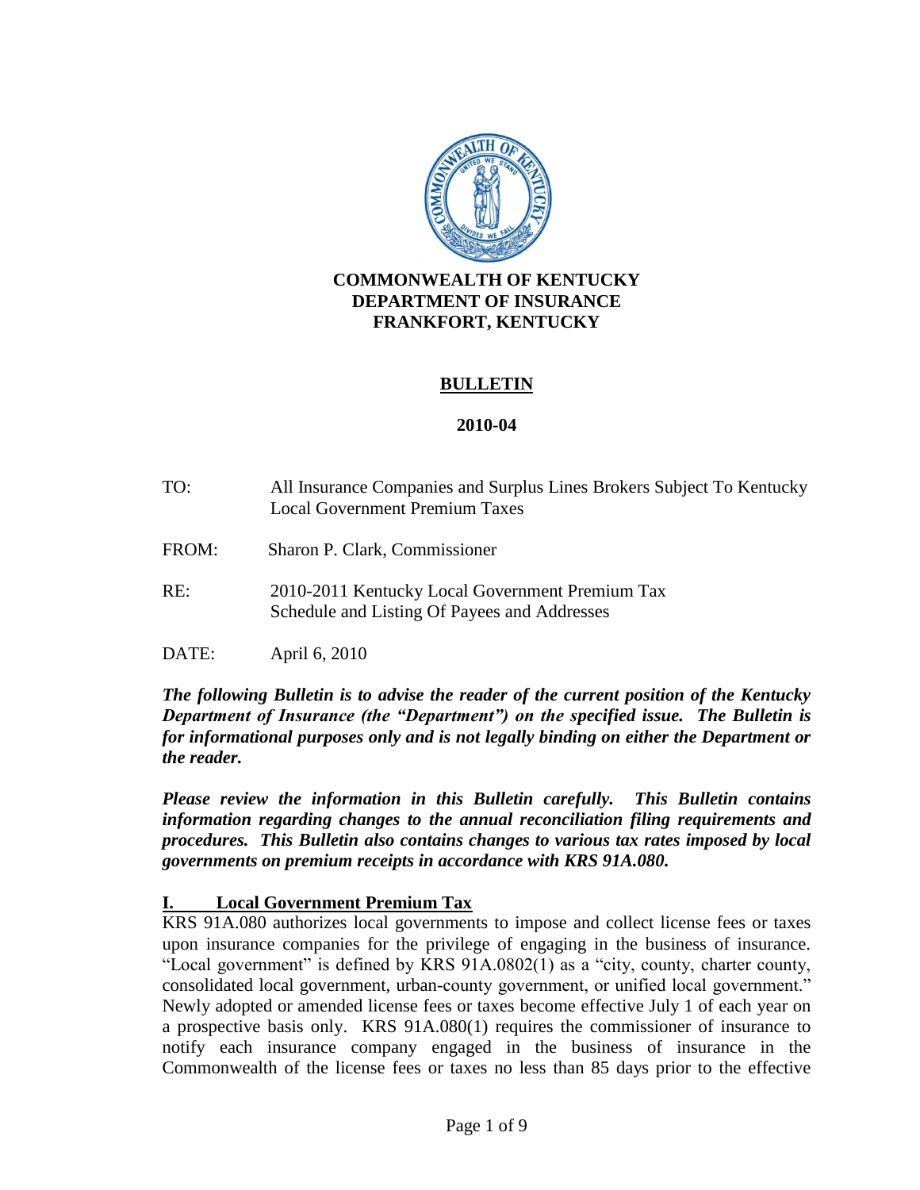**COMMONWEALTH OF KENTUCKY**
**DEPARTMENT OF INSURANCE**
**FRANKFORT, KENTUCKY**

# BULLETIN

## 2010-04

TO: All Insurance Companies and Surplus Lines Brokers Subject To Kentucky Local Government Premium Taxes

FROM: Sharon P. Clark, Commissioner

RE: 2010-2011 Kentucky Local Government Premium Tax Schedule and Listing Of Payees and Addresses

DATE: April 6, 2010

***The following Bulletin is to advise the reader of the current position of the Kentucky Department of Insurance (the "Department") on the specified issue. The Bulletin is for informational purposes only and is not legally binding on either the Department or the reader.***

***Please review the information in this Bulletin carefully. This Bulletin contains information regarding changes to the annual reconciliation filing requirements and procedures. This Bulletin also contains changes to various tax rates imposed by local governments on premium receipts in accordance with KRS 91A.080.***

## I. Local Government Premium Tax

KRS 91A.080 authorizes local governments to impose and collect license fees or taxes upon insurance companies for the privilege of engaging in the business of insurance. "Local government" is defined by KRS 91A.0802(1) as a "city, county, charter county, consolidated local government, urban-county government, or unified local government." Newly adopted or amended license fees or taxes become effective July 1 of each year on a prospective basis only. KRS 91A.080(1) requires the commissioner of insurance to notify each insurance company engaged in the business of insurance in the Commonwealth of the license fees or taxes no less than 85 days prior to the effective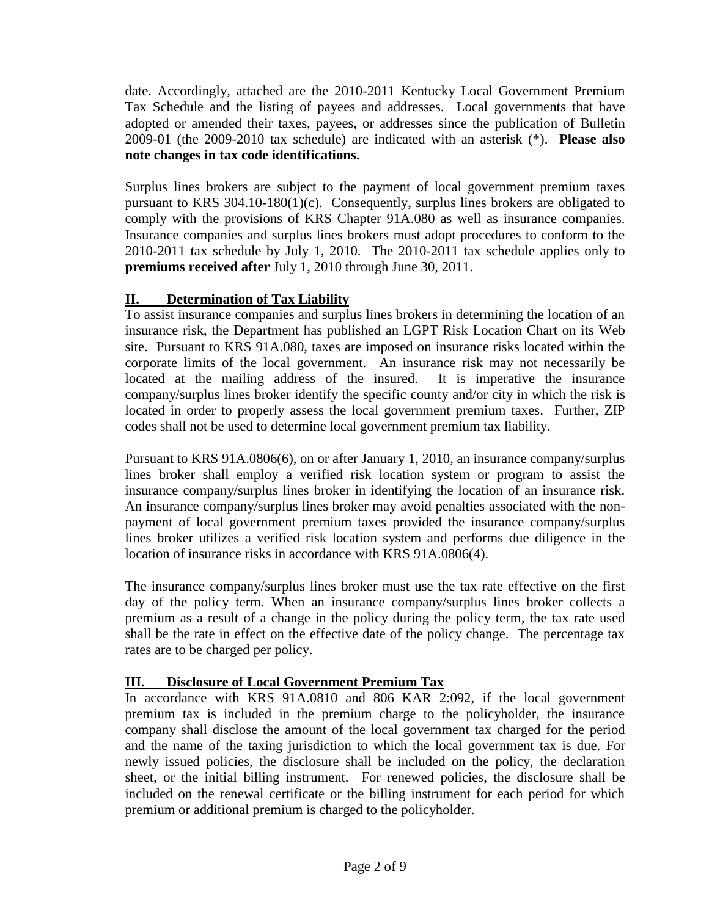date. Accordingly, attached are the 2010-2011 Kentucky Local Government Premium Tax Schedule and the listing of payees and addresses. Local governments that have adopted or amended their taxes, payees, or addresses since the publication of Bulletin 2009-01 (the 2009-2010 tax schedule) are indicated with an asterisk (*). **Please also note changes in tax code identifications.**

Surplus lines brokers are subject to the payment of local government premium taxes pursuant to KRS 304.10-180(1)(c). Consequently, surplus lines brokers are obligated to comply with the provisions of KRS Chapter 91A.080 as well as insurance companies. Insurance companies and surplus lines brokers must adopt procedures to conform to the 2010-2011 tax schedule by July 1, 2010. The 2010-2011 tax schedule applies only to **premiums received after** July 1, 2010 through June 30, 2011.

## II. Determination of Tax Liability

To assist insurance companies and surplus lines brokers in determining the location of an insurance risk, the Department has published an LGPT Risk Location Chart on its Web site. Pursuant to KRS 91A.080, taxes are imposed on insurance risks located within the corporate limits of the local government. An insurance risk may not necessarily be located at the mailing address of the insured. It is imperative the insurance company/surplus lines broker identify the specific county and/or city in which the risk is located in order to properly assess the local government premium taxes. Further, ZIP codes shall not be used to determine local government premium tax liability.

Pursuant to KRS 91A.0806(6), on or after January 1, 2010, an insurance company/surplus lines broker shall employ a verified risk location system or program to assist the insurance company/surplus lines broker in identifying the location of an insurance risk. An insurance company/surplus lines broker may avoid penalties associated with the non-payment of local government premium taxes provided the insurance company/surplus lines broker utilizes a verified risk location system and performs due diligence in the location of insurance risks in accordance with KRS 91A.0806(4).

The insurance company/surplus lines broker must use the tax rate effective on the first day of the policy term. When an insurance company/surplus lines broker collects a premium as a result of a change in the policy during the policy term, the tax rate used shall be the rate in effect on the effective date of the policy change. The percentage tax rates are to be charged per policy.

## III. Disclosure of Local Government Premium Tax

In accordance with KRS 91A.0810 and 806 KAR 2:092, if the local government premium tax is included in the premium charge to the policyholder, the insurance company shall disclose the amount of the local government tax charged for the period and the name of the taxing jurisdiction to which the local government tax is due. For newly issued policies, the disclosure shall be included on the policy, the declaration sheet, or the initial billing instrument. For renewed policies, the disclosure shall be included on the renewal certificate or the billing instrument for each period for which premium or additional premium is charged to the policyholder.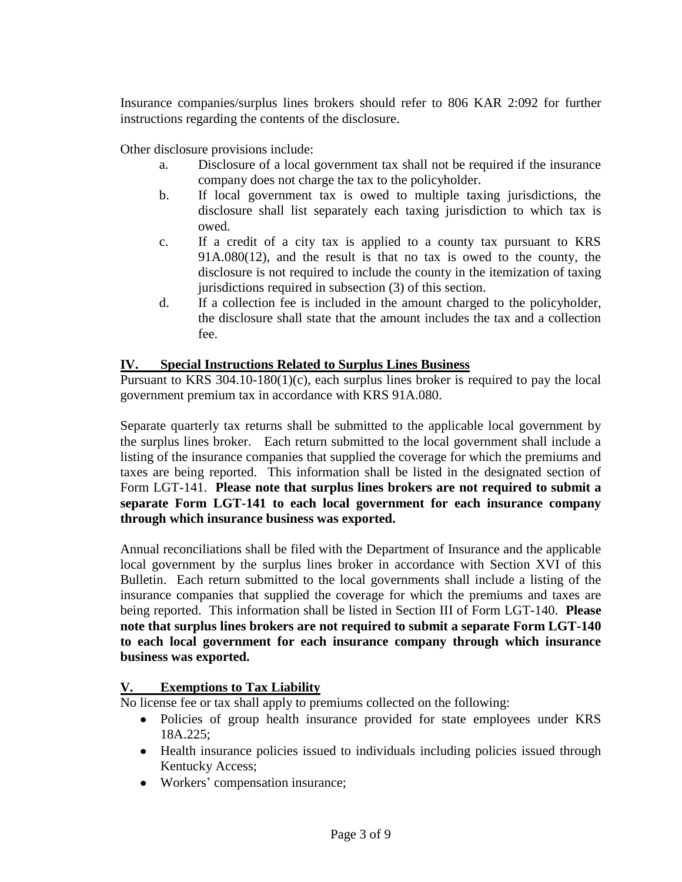Insurance companies/surplus lines brokers should refer to 806 KAR 2:092 for further instructions regarding the contents of the disclosure.

Other disclosure provisions include:

a. Disclosure of a local government tax shall not be required if the insurance company does not charge the tax to the policyholder.
b. If local government tax is owed to multiple taxing jurisdictions, the disclosure shall list separately each taxing jurisdiction to which tax is owed.
c. If a credit of a city tax is applied to a county tax pursuant to KRS 91A.080(12), and the result is that no tax is owed to the county, the disclosure is not required to include the county in the itemization of taxing jurisdictions required in subsection (3) of this section.
d. If a collection fee is included in the amount charged to the policyholder, the disclosure shall state that the amount includes the tax and a collection fee.

## IV. Special Instructions Related to Surplus Lines Business

Pursuant to KRS 304.10-180(1)(c), each surplus lines broker is required to pay the local government premium tax in accordance with KRS 91A.080.

Separate quarterly tax returns shall be submitted to the applicable local government by the surplus lines broker. Each return submitted to the local government shall include a listing of the insurance companies that supplied the coverage for which the premiums and taxes are being reported. This information shall be listed in the designated section of Form LGT-141. **Please note that surplus lines brokers are not required to submit a separate Form LGT-141 to each local government for each insurance company through which insurance business was exported.**

Annual reconciliations shall be filed with the Department of Insurance and the applicable local government by the surplus lines broker in accordance with Section XVI of this Bulletin. Each return submitted to the local governments shall include a listing of the insurance companies that supplied the coverage for which the premiums and taxes are being reported. This information shall be listed in Section III of Form LGT-140. **Please note that surplus lines brokers are not required to submit a separate Form LGT-140 to each local government for each insurance company through which insurance business was exported.**

## V. Exemptions to Tax Liability

No license fee or tax shall apply to premiums collected on the following:

- Policies of group health insurance provided for state employees under KRS 18A.225;
- Health insurance policies issued to individuals including policies issued through Kentucky Access;
- Workers' compensation insurance;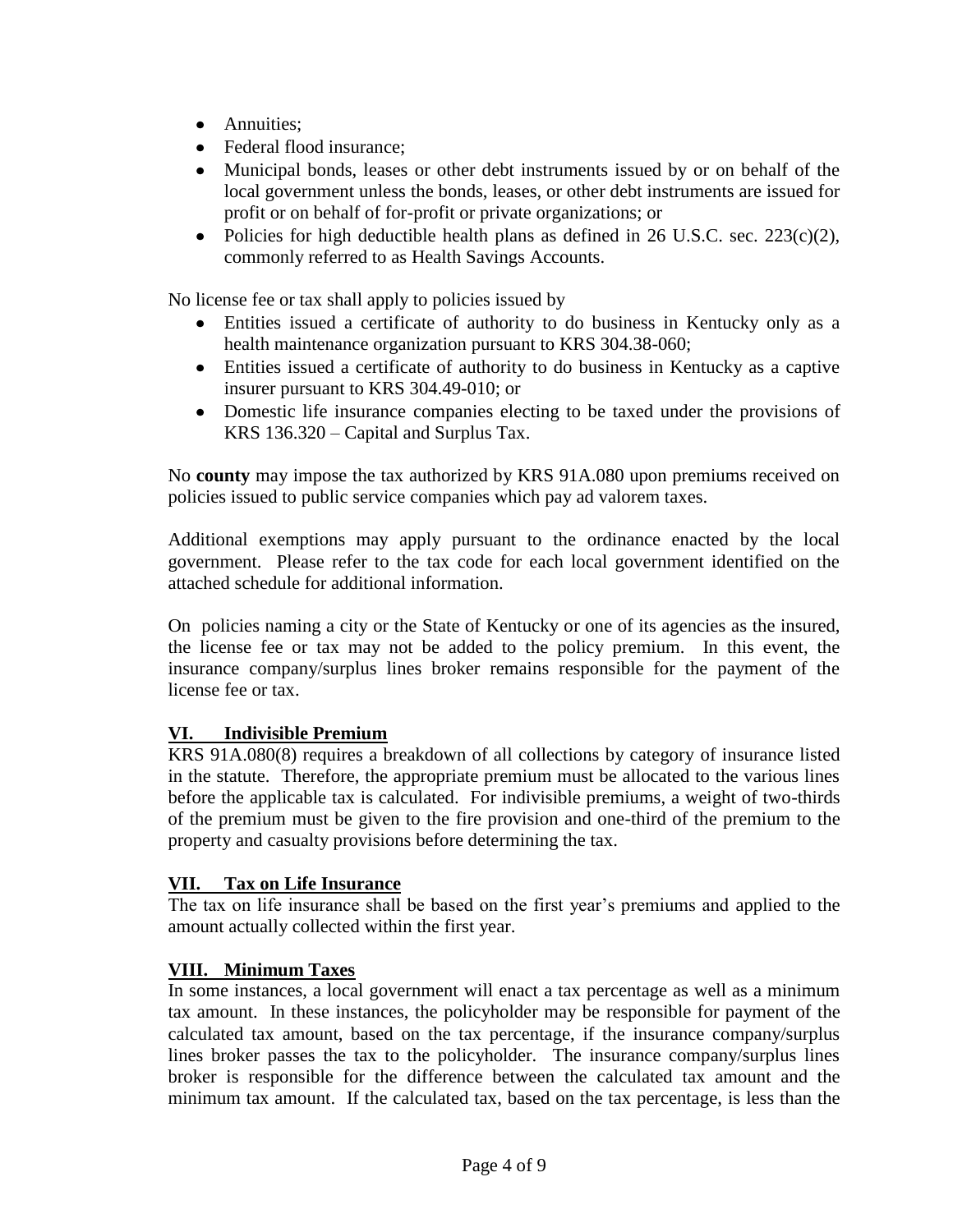- Annuities;
- Federal flood insurance;
- Municipal bonds, leases or other debt instruments issued by or on behalf of the local government unless the bonds, leases, or other debt instruments are issued for profit or on behalf of for-profit or private organizations; or
- Policies for high deductible health plans as defined in 26 U.S.C. sec. 223(c)(2), commonly referred to as Health Savings Accounts.

No license fee or tax shall apply to policies issued by

- Entities issued a certificate of authority to do business in Kentucky only as a health maintenance organization pursuant to KRS 304.38-060;
- Entities issued a certificate of authority to do business in Kentucky as a captive insurer pursuant to KRS 304.49-010; or
- Domestic life insurance companies electing to be taxed under the provisions of KRS 136.320 – Capital and Surplus Tax.

No **county** may impose the tax authorized by KRS 91A.080 upon premiums received on policies issued to public service companies which pay ad valorem taxes.

Additional exemptions may apply pursuant to the ordinance enacted by the local government. Please refer to the tax code for each local government identified on the attached schedule for additional information.

On policies naming a city or the State of Kentucky or one of its agencies as the insured, the license fee or tax may not be added to the policy premium. In this event, the insurance company/surplus lines broker remains responsible for the payment of the license fee or tax.

## VI. Indivisible Premium

KRS 91A.080(8) requires a breakdown of all collections by category of insurance listed in the statute. Therefore, the appropriate premium must be allocated to the various lines before the applicable tax is calculated. For indivisible premiums, a weight of two-thirds of the premium must be given to the fire provision and one-third of the premium to the property and casualty provisions before determining the tax.

## VII. Tax on Life Insurance

The tax on life insurance shall be based on the first year's premiums and applied to the amount actually collected within the first year.

## VIII. Minimum Taxes

In some instances, a local government will enact a tax percentage as well as a minimum tax amount. In these instances, the policyholder may be responsible for payment of the calculated tax amount, based on the tax percentage, if the insurance company/surplus lines broker passes the tax to the policyholder. The insurance company/surplus lines broker is responsible for the difference between the calculated tax amount and the minimum tax amount. If the calculated tax, based on the tax percentage, is less than the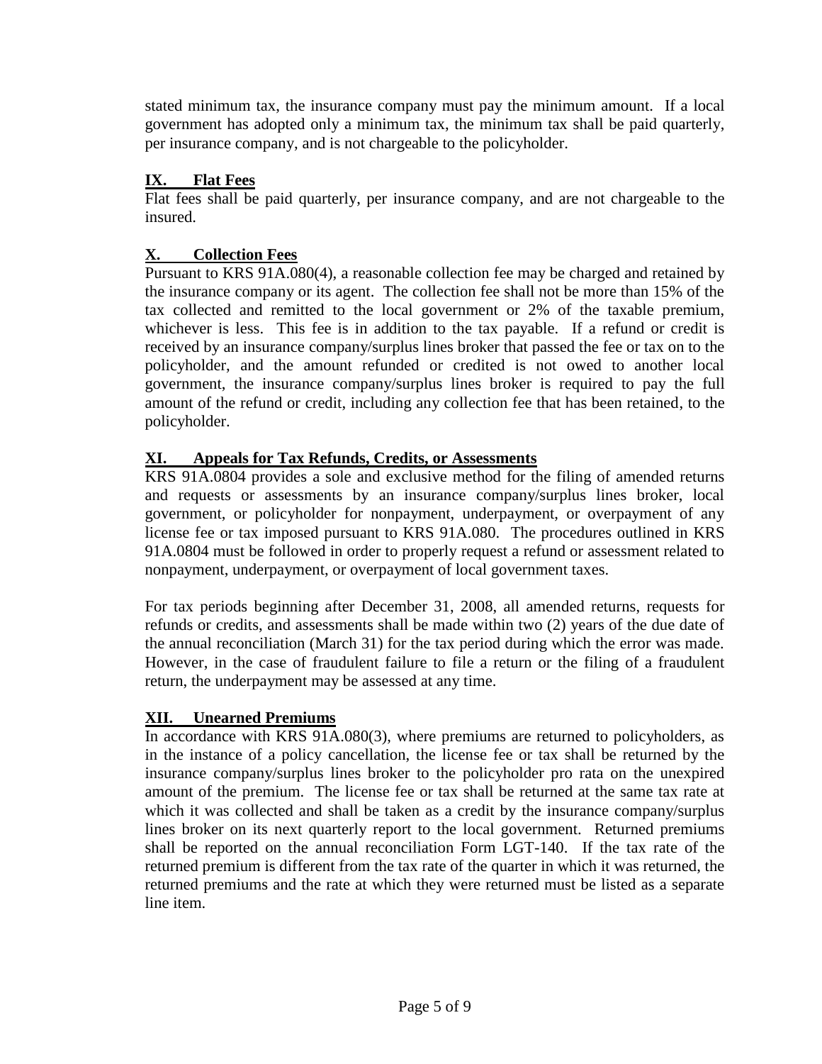stated minimum tax, the insurance company must pay the minimum amount. If a local government has adopted only a minimum tax, the minimum tax shall be paid quarterly, per insurance company, and is not chargeable to the policyholder.

## IX. Flat Fees

Flat fees shall be paid quarterly, per insurance company, and are not chargeable to the insured.

## X. Collection Fees

Pursuant to KRS 91A.080(4), a reasonable collection fee may be charged and retained by the insurance company or its agent. The collection fee shall not be more than 15% of the tax collected and remitted to the local government or 2% of the taxable premium, whichever is less. This fee is in addition to the tax payable. If a refund or credit is received by an insurance company/surplus lines broker that passed the fee or tax on to the policyholder, and the amount refunded or credited is not owed to another local government, the insurance company/surplus lines broker is required to pay the full amount of the refund or credit, including any collection fee that has been retained, to the policyholder.

## XI. Appeals for Tax Refunds, Credits, or Assessments

KRS 91A.0804 provides a sole and exclusive method for the filing of amended returns and requests or assessments by an insurance company/surplus lines broker, local government, or policyholder for nonpayment, underpayment, or overpayment of any license fee or tax imposed pursuant to KRS 91A.080. The procedures outlined in KRS 91A.0804 must be followed in order to properly request a refund or assessment related to nonpayment, underpayment, or overpayment of local government taxes.

For tax periods beginning after December 31, 2008, all amended returns, requests for refunds or credits, and assessments shall be made within two (2) years of the due date of the annual reconciliation (March 31) for the tax period during which the error was made. However, in the case of fraudulent failure to file a return or the filing of a fraudulent return, the underpayment may be assessed at any time.

## XII. Unearned Premiums

In accordance with KRS 91A.080(3), where premiums are returned to policyholders, as in the instance of a policy cancellation, the license fee or tax shall be returned by the insurance company/surplus lines broker to the policyholder pro rata on the unexpired amount of the premium. The license fee or tax shall be returned at the same tax rate at which it was collected and shall be taken as a credit by the insurance company/surplus lines broker on its next quarterly report to the local government. Returned premiums shall be reported on the annual reconciliation Form LGT-140. If the tax rate of the returned premium is different from the tax rate of the quarter in which it was returned, the returned premiums and the rate at which they were returned must be listed as a separate line item.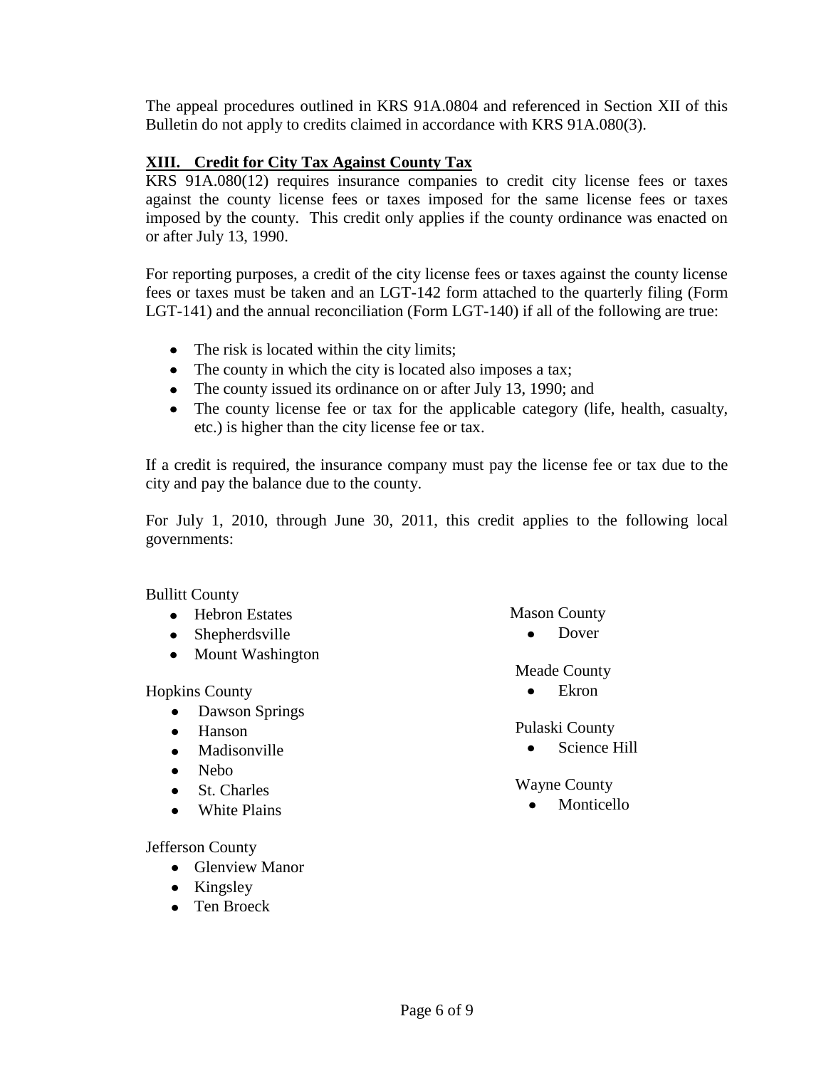The appeal procedures outlined in KRS 91A.0804 and referenced in Section XII of this Bulletin do not apply to credits claimed in accordance with KRS 91A.080(3).

## XIII. Credit for City Tax Against County Tax

KRS 91A.080(12) requires insurance companies to credit city license fees or taxes against the county license fees or taxes imposed for the same license fees or taxes imposed by the county. This credit only applies if the county ordinance was enacted on or after July 13, 1990.

For reporting purposes, a credit of the city license fees or taxes against the county license fees or taxes must be taken and an LGT-142 form attached to the quarterly filing (Form LGT-141) and the annual reconciliation (Form LGT-140) if all of the following are true:

- The risk is located within the city limits;
- The county in which the city is located also imposes a tax;
- The county issued its ordinance on or after July 13, 1990; and
- The county license fee or tax for the applicable category (life, health, casualty, etc.) is higher than the city license fee or tax.

If a credit is required, the insurance company must pay the license fee or tax due to the city and pay the balance due to the county.

For July 1, 2010, through June 30, 2011, this credit applies to the following local governments:

Bullitt County
- Hebron Estates
- Shepherdsville
- Mount Washington

Hopkins County
- Dawson Springs
- Hanson
- Madisonville
- Nebo
- St. Charles
- White Plains

Jefferson County
- Glenview Manor
- Kingsley
- Ten Broeck

Mason County
- Dover

Meade County
- Ekron

Pulaski County
- Science Hill

Wayne County
- Monticello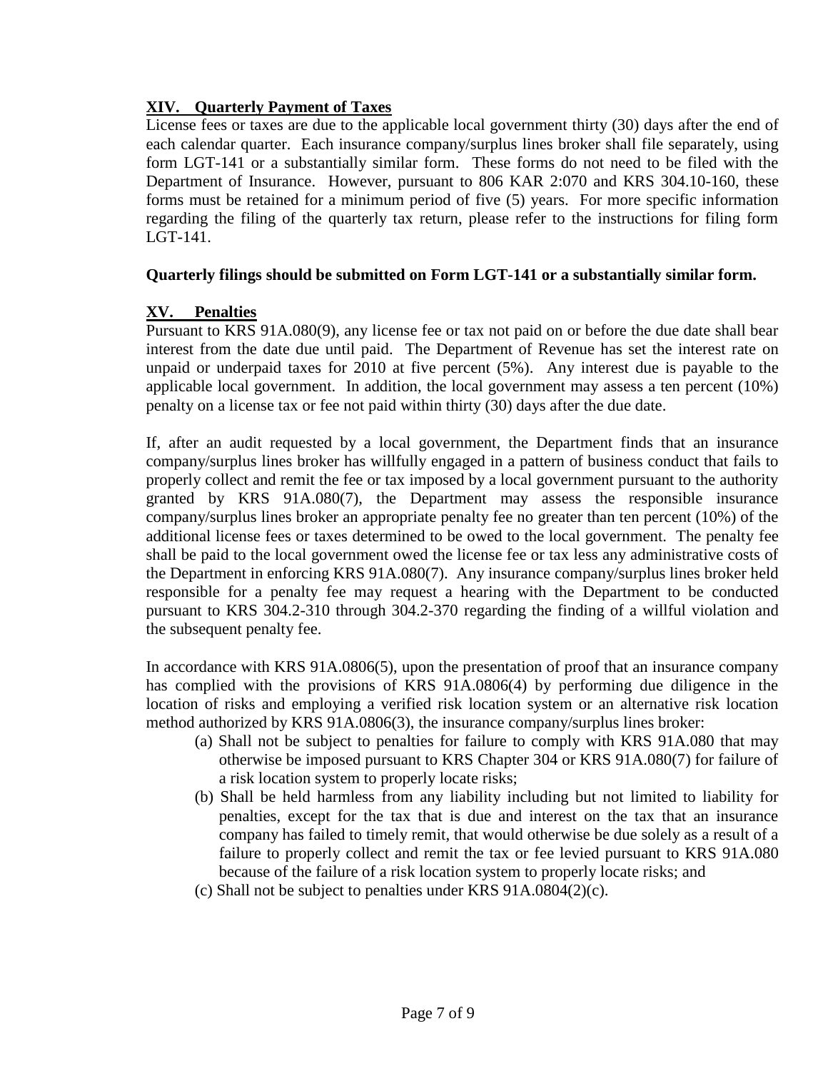## XIV. Quarterly Payment of Taxes

License fees or taxes are due to the applicable local government thirty (30) days after the end of each calendar quarter. Each insurance company/surplus lines broker shall file separately, using form LGT-141 or a substantially similar form. These forms do not need to be filed with the Department of Insurance. However, pursuant to 806 KAR 2:070 and KRS 304.10-160, these forms must be retained for a minimum period of five (5) years. For more specific information regarding the filing of the quarterly tax return, please refer to the instructions for filing form LGT-141.

**Quarterly filings should be submitted on Form LGT-141 or a substantially similar form.**

## XV. Penalties

Pursuant to KRS 91A.080(9), any license fee or tax not paid on or before the due date shall bear interest from the date due until paid. The Department of Revenue has set the interest rate on unpaid or underpaid taxes for 2010 at five percent (5%). Any interest due is payable to the applicable local government. In addition, the local government may assess a ten percent (10%) penalty on a license tax or fee not paid within thirty (30) days after the due date.

If, after an audit requested by a local government, the Department finds that an insurance company/surplus lines broker has willfully engaged in a pattern of business conduct that fails to properly collect and remit the fee or tax imposed by a local government pursuant to the authority granted by KRS 91A.080(7), the Department may assess the responsible insurance company/surplus lines broker an appropriate penalty fee no greater than ten percent (10%) of the additional license fees or taxes determined to be owed to the local government. The penalty fee shall be paid to the local government owed the license fee or tax less any administrative costs of the Department in enforcing KRS 91A.080(7). Any insurance company/surplus lines broker held responsible for a penalty fee may request a hearing with the Department to be conducted pursuant to KRS 304.2-310 through 304.2-370 regarding the finding of a willful violation and the subsequent penalty fee.

In accordance with KRS 91A.0806(5), upon the presentation of proof that an insurance company has complied with the provisions of KRS 91A.0806(4) by performing due diligence in the location of risks and employing a verified risk location system or an alternative risk location method authorized by KRS 91A.0806(3), the insurance company/surplus lines broker:

(a) Shall not be subject to penalties for failure to comply with KRS 91A.080 that may otherwise be imposed pursuant to KRS Chapter 304 or KRS 91A.080(7) for failure of a risk location system to properly locate risks;

(b) Shall be held harmless from any liability including but not limited to liability for penalties, except for the tax that is due and interest on the tax that an insurance company has failed to timely remit, that would otherwise be due solely as a result of a failure to properly collect and remit the tax or fee levied pursuant to KRS 91A.080 because of the failure of a risk location system to properly locate risks; and

(c) Shall not be subject to penalties under KRS 91A.0804(2)(c).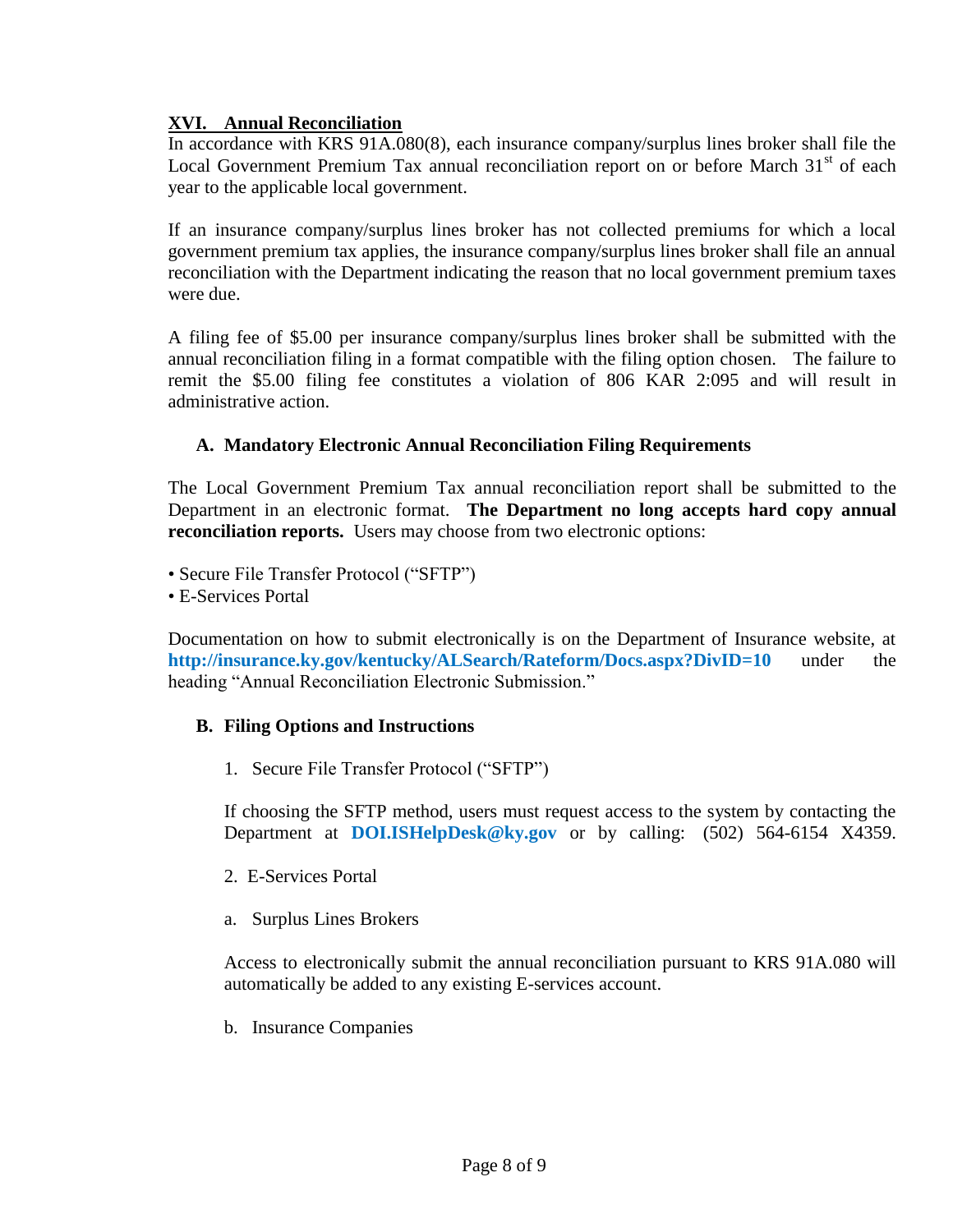## XVI. Annual Reconciliation

In accordance with KRS 91A.080(8), each insurance company/surplus lines broker shall file the Local Government Premium Tax annual reconciliation report on or before March 31st of each year to the applicable local government.

If an insurance company/surplus lines broker has not collected premiums for which a local government premium tax applies, the insurance company/surplus lines broker shall file an annual reconciliation with the Department indicating the reason that no local government premium taxes were due.

A filing fee of $5.00 per insurance company/surplus lines broker shall be submitted with the annual reconciliation filing in a format compatible with the filing option chosen. The failure to remit the $5.00 filing fee constitutes a violation of 806 KAR 2:095 and will result in administrative action.

### A. Mandatory Electronic Annual Reconciliation Filing Requirements

The Local Government Premium Tax annual reconciliation report shall be submitted to the Department in an electronic format. **The Department no long accepts hard copy annual reconciliation reports.** Users may choose from two electronic options:

- Secure File Transfer Protocol ("SFTP")
- E-Services Portal

Documentation on how to submit electronically is on the Department of Insurance website, at **http://insurance.ky.gov/kentucky/ALSearch/Rateform/Docs.aspx?DivID=10** under the heading "Annual Reconciliation Electronic Submission."

### B. Filing Options and Instructions

1. Secure File Transfer Protocol ("SFTP")

If choosing the SFTP method, users must request access to the system by contacting the Department at **DOI.ISHelpDesk@ky.gov** or by calling: (502) 564-6154 X4359.

2. E-Services Portal

a. Surplus Lines Brokers

Access to electronically submit the annual reconciliation pursuant to KRS 91A.080 will automatically be added to any existing E-services account.

b. Insurance Companies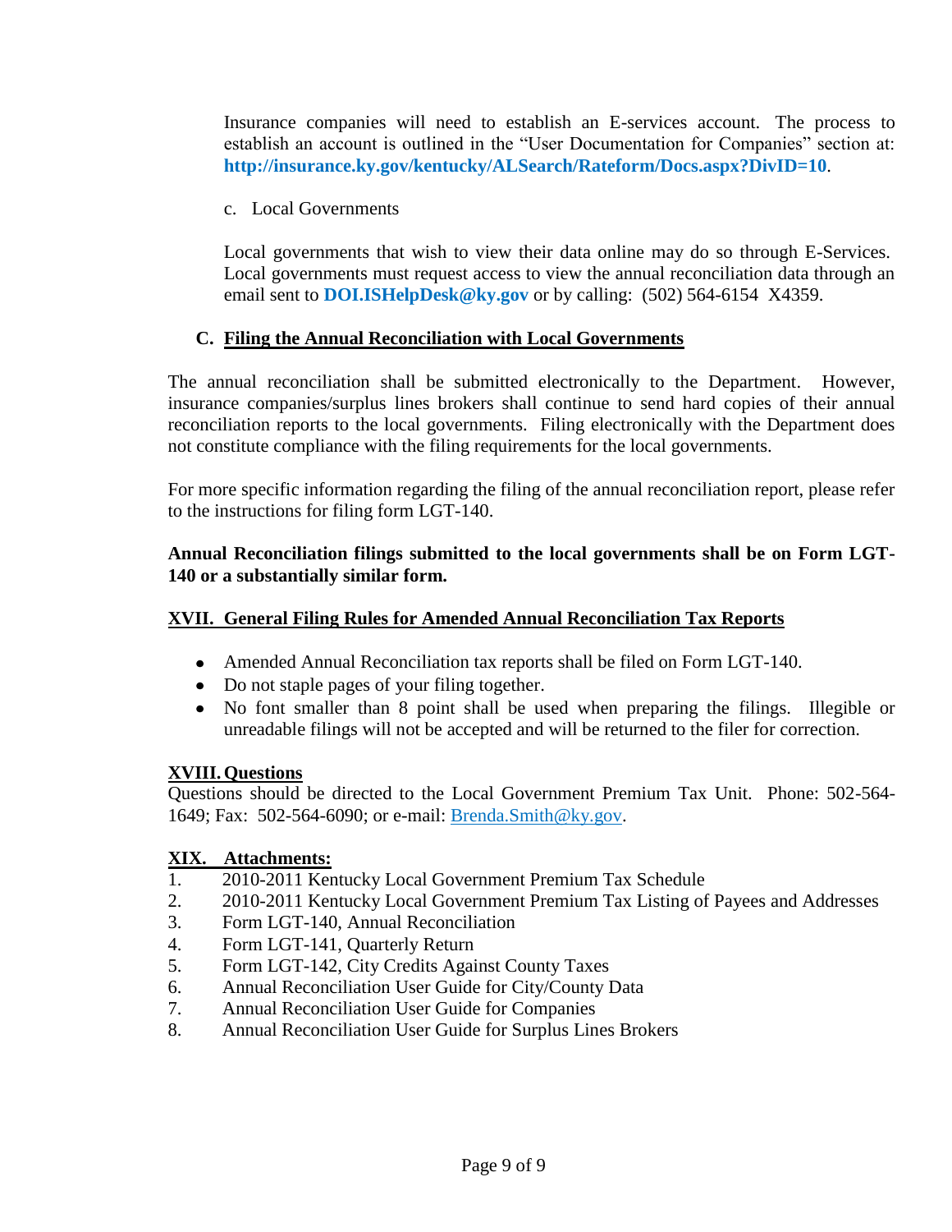Insurance companies will need to establish an E-services account. The process to establish an account is outlined in the "User Documentation for Companies" section at: **http://insurance.ky.gov/kentucky/ALSearch/Rateform/Docs.aspx?DivID=10**.

c. Local Governments

Local governments that wish to view their data online may do so through E-Services. Local governments must request access to view the annual reconciliation data through an email sent to **DOI.ISHelpDesk@ky.gov** or by calling: (502) 564-6154 X4359.

### C. Filing the Annual Reconciliation with Local Governments

The annual reconciliation shall be submitted electronically to the Department. However, insurance companies/surplus lines brokers shall continue to send hard copies of their annual reconciliation reports to the local governments. Filing electronically with the Department does not constitute compliance with the filing requirements for the local governments.

For more specific information regarding the filing of the annual reconciliation report, please refer to the instructions for filing form LGT-140.

**Annual Reconciliation filings submitted to the local governments shall be on Form LGT-140 or a substantially similar form.**

## XVII. General Filing Rules for Amended Annual Reconciliation Tax Reports

- Amended Annual Reconciliation tax reports shall be filed on Form LGT-140.
- Do not staple pages of your filing together.
- No font smaller than 8 point shall be used when preparing the filings. Illegible or unreadable filings will not be accepted and will be returned to the filer for correction.

## XVIII. Questions

Questions should be directed to the Local Government Premium Tax Unit. Phone: 502-564-1649; Fax: 502-564-6090; or e-mail: Brenda.Smith@ky.gov.

## XIX. Attachments:

1. 2010-2011 Kentucky Local Government Premium Tax Schedule
2. 2010-2011 Kentucky Local Government Premium Tax Listing of Payees and Addresses
3. Form LGT-140, Annual Reconciliation
4. Form LGT-141, Quarterly Return
5. Form LGT-142, City Credits Against County Taxes
6. Annual Reconciliation User Guide for City/County Data
7. Annual Reconciliation User Guide for Companies
8. Annual Reconciliation User Guide for Surplus Lines Brokers